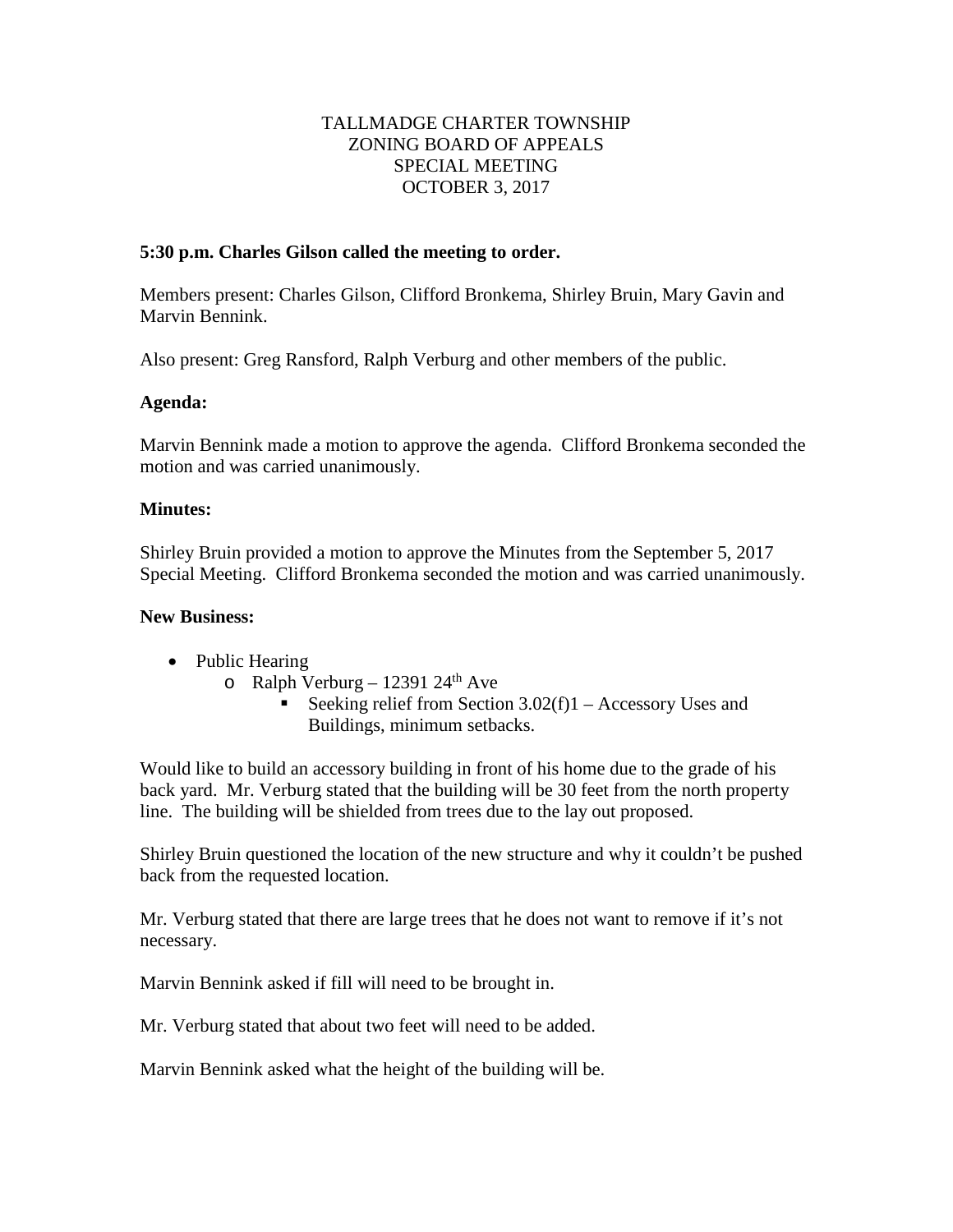# TALLMADGE CHARTER TOWNSHIP
# ZONING BOARD OF APPEALS
# SPECIAL MEETING
# OCTOBER 3, 2017

**5:30 p.m. Charles Gilson called the meeting to order.**

Members present: Charles Gilson, Clifford Bronkema, Shirley Bruin, Mary Gavin and Marvin Bennink.

Also present: Greg Ransford, Ralph Verburg and other members of the public.

**Agenda:**

Marvin Bennink made a motion to approve the agenda. Clifford Bronkema seconded the motion and was carried unanimously.

**Minutes:**

Shirley Bruin provided a motion to approve the Minutes from the September 5, 2017 Special Meeting. Clifford Bronkema seconded the motion and was carried unanimously.

**New Business:**

- Public Hearing
  - Ralph Verburg – 12391 24th Ave
    - Seeking relief from Section 3.02(f)1 – Accessory Uses and Buildings, minimum setbacks.

Would like to build an accessory building in front of his home due to the grade of his back yard. Mr. Verburg stated that the building will be 30 feet from the north property line. The building will be shielded from trees due to the lay out proposed.

Shirley Bruin questioned the location of the new structure and why it couldn't be pushed back from the requested location.

Mr. Verburg stated that there are large trees that he does not want to remove if it's not necessary.

Marvin Bennink asked if fill will need to be brought in.

Mr. Verburg stated that about two feet will need to be added.

Marvin Bennink asked what the height of the building will be.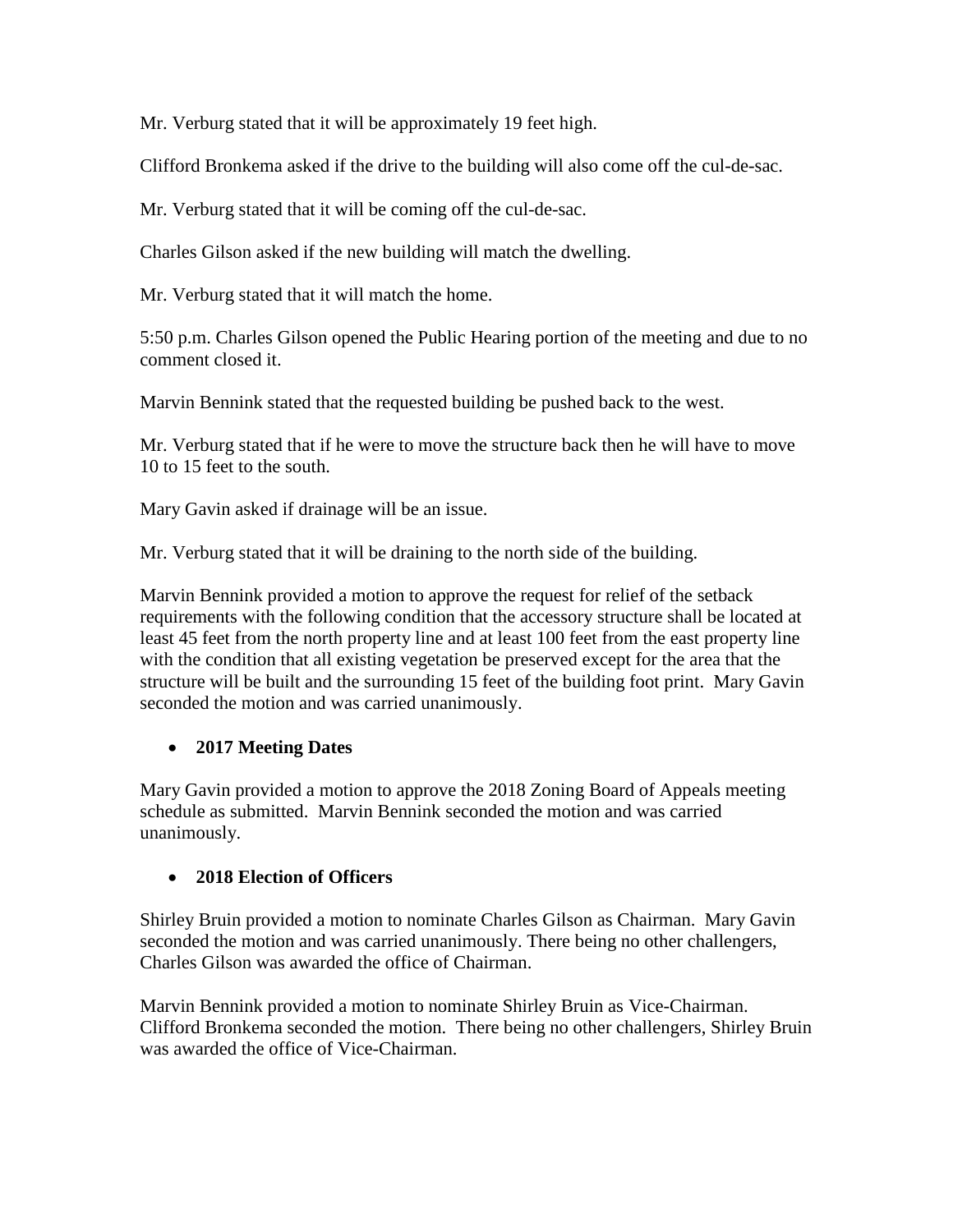Mr. Verburg stated that it will be approximately 19 feet high.

Clifford Bronkema asked if the drive to the building will also come off the cul-de-sac.

Mr. Verburg stated that it will be coming off the cul-de-sac.

Charles Gilson asked if the new building will match the dwelling.

Mr. Verburg stated that it will match the home.

5:50 p.m. Charles Gilson opened the Public Hearing portion of the meeting and due to no comment closed it.

Marvin Bennink stated that the requested building be pushed back to the west.

Mr. Verburg stated that if he were to move the structure back then he will have to move 10 to 15 feet to the south.

Mary Gavin asked if drainage will be an issue.

Mr. Verburg stated that it will be draining to the north side of the building.

Marvin Bennink provided a motion to approve the request for relief of the setback requirements with the following condition that the accessory structure shall be located at least 45 feet from the north property line and at least 100 feet from the east property line with the condition that all existing vegetation be preserved except for the area that the structure will be built and the surrounding 15 feet of the building foot print. Mary Gavin seconded the motion and was carried unanimously.

- **2017 Meeting Dates**

Mary Gavin provided a motion to approve the 2018 Zoning Board of Appeals meeting schedule as submitted. Marvin Bennink seconded the motion and was carried unanimously.

- **2018 Election of Officers**

Shirley Bruin provided a motion to nominate Charles Gilson as Chairman. Mary Gavin seconded the motion and was carried unanimously. There being no other challengers, Charles Gilson was awarded the office of Chairman.

Marvin Bennink provided a motion to nominate Shirley Bruin as Vice-Chairman. Clifford Bronkema seconded the motion. There being no other challengers, Shirley Bruin was awarded the office of Vice-Chairman.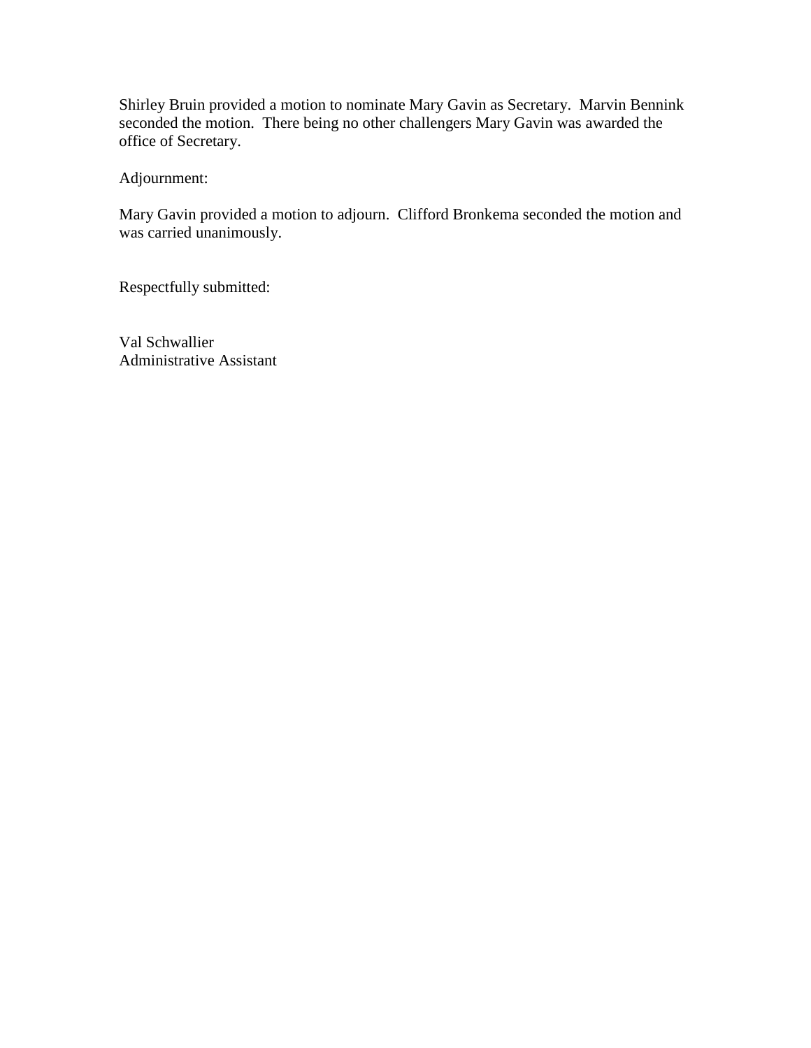Shirley Bruin provided a motion to nominate Mary Gavin as Secretary.  Marvin Bennink seconded the motion.  There being no other challengers Mary Gavin was awarded the office of Secretary.

Adjournment:

Mary Gavin provided a motion to adjourn.  Clifford Bronkema seconded the motion and was carried unanimously.

Respectfully submitted:

Val Schwallier
Administrative Assistant